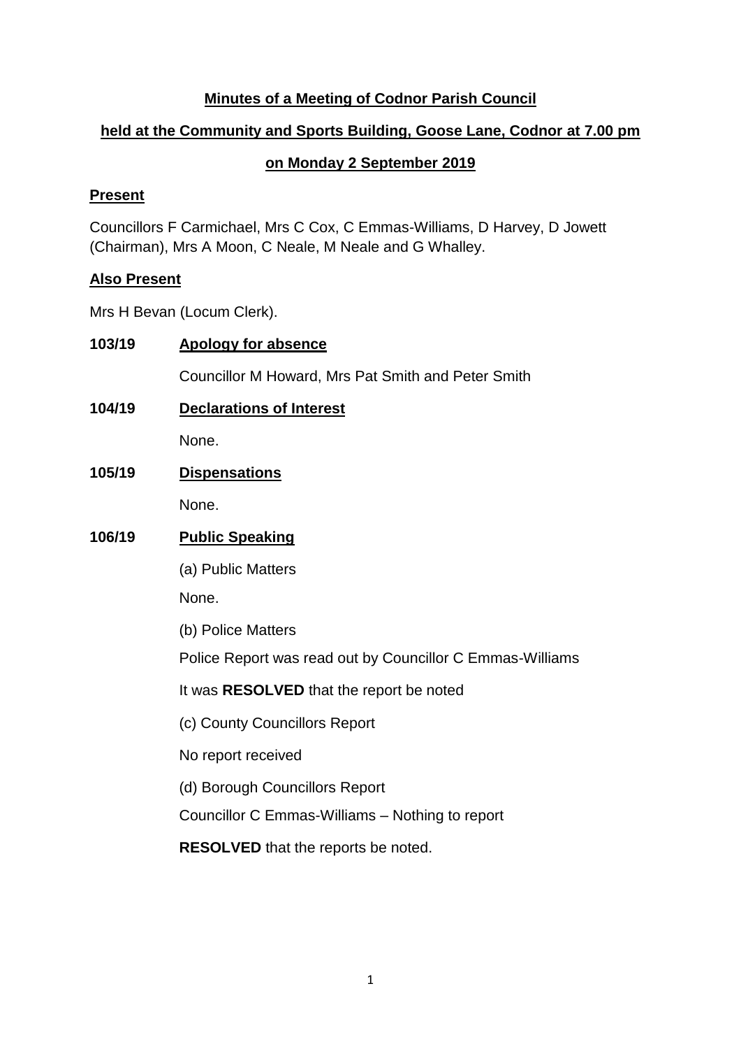# Minutes of a Meeting of Codnor Parish Council

## held at the Community and Sports Building, Goose Lane, Codnor at 7.00 pm

## on Monday 2 September 2019

### Present

Councillors F Carmichael, Mrs C Cox, C Emmas-Williams, D Harvey, D Jowett (Chairman), Mrs A Moon, C Neale, M Neale and G Whalley.

### Also Present

Mrs H Bevan (Locum Clerk).

**103/19 Apology for absence**

Councillor M Howard, Mrs Pat Smith and Peter Smith

**104/19 Declarations of Interest**

None.

**105/19 Dispensations**

None.

**106/19 Public Speaking**

(a) Public Matters

None.

(b) Police Matters

Police Report was read out by Councillor C Emmas-Williams

It was **RESOLVED** that the report be noted

(c) County Councillors Report

No report received

(d) Borough Councillors Report

Councillor C Emmas-Williams – Nothing to report

**RESOLVED** that the reports be noted.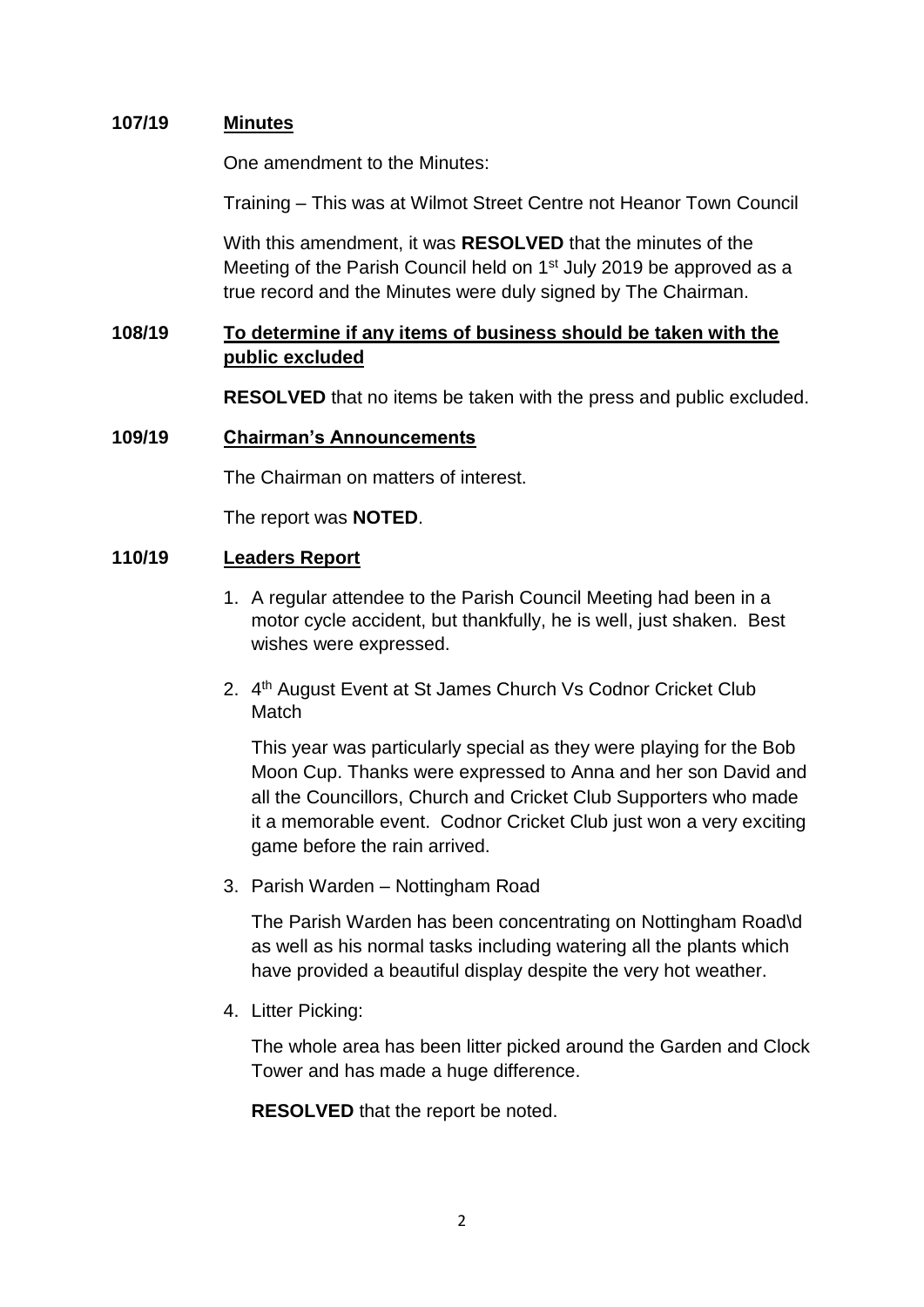## 107/19 Minutes

One amendment to the Minutes:

Training – This was at Wilmot Street Centre not Heanor Town Council

With this amendment, it was **RESOLVED** that the minutes of the Meeting of the Parish Council held on 1st July 2019 be approved as a true record and the Minutes were duly signed by The Chairman.

## 108/19 To determine if any items of business should be taken with the public excluded

**RESOLVED** that no items be taken with the press and public excluded.

## 109/19 Chairman's Announcements

The Chairman on matters of interest.

The report was **NOTED**.

## 110/19 Leaders Report

1. A regular attendee to the Parish Council Meeting had been in a motor cycle accident, but thankfully, he is well, just shaken. Best wishes were expressed.

2. 4th August Event at St James Church Vs Codnor Cricket Club Match

   This year was particularly special as they were playing for the Bob Moon Cup. Thanks were expressed to Anna and her son David and all the Councillors, Church and Cricket Club Supporters who made it a memorable event. Codnor Cricket Club just won a very exciting game before the rain arrived.

3. Parish Warden – Nottingham Road

   The Parish Warden has been concentrating on Nottingham Road\d as well as his normal tasks including watering all the plants which have provided a beautiful display despite the very hot weather.

4. Litter Picking:

   The whole area has been litter picked around the Garden and Clock Tower and has made a huge difference.

   **RESOLVED** that the report be noted.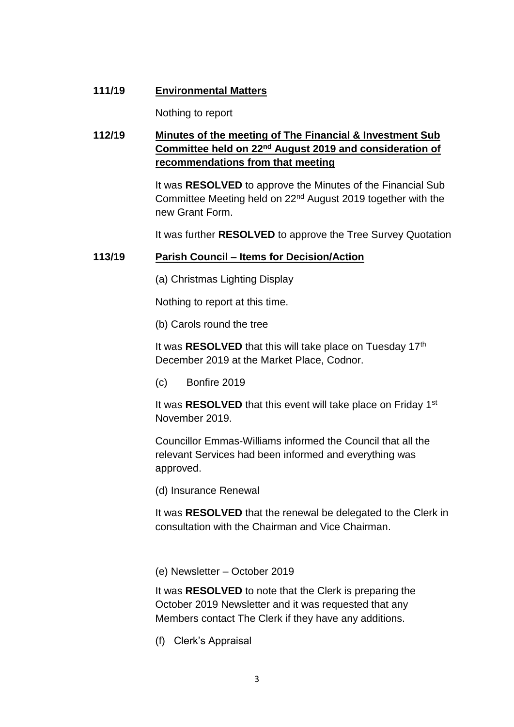**111/19 Environmental Matters**

Nothing to report

**112/19 Minutes of the meeting of The Financial & Investment Sub Committee held on 22nd August 2019 and consideration of recommendations from that meeting**

It was **RESOLVED** to approve the Minutes of the Financial Sub Committee Meeting held on 22nd August 2019 together with the new Grant Form.

It was further **RESOLVED** to approve the Tree Survey Quotation

**113/19 Parish Council – Items for Decision/Action**

(a) Christmas Lighting Display

Nothing to report at this time.

(b) Carols round the tree

It was **RESOLVED** that this will take place on Tuesday 17th December 2019 at the Market Place, Codnor.

(c) Bonfire 2019

It was **RESOLVED** that this event will take place on Friday 1st November 2019.

Councillor Emmas-Williams informed the Council that all the relevant Services had been informed and everything was approved.

(d) Insurance Renewal

It was **RESOLVED** that the renewal be delegated to the Clerk in consultation with the Chairman and Vice Chairman.

(e) Newsletter – October 2019

It was **RESOLVED** to note that the Clerk is preparing the October 2019 Newsletter and it was requested that any Members contact The Clerk if they have any additions.

(f) Clerk's Appraisal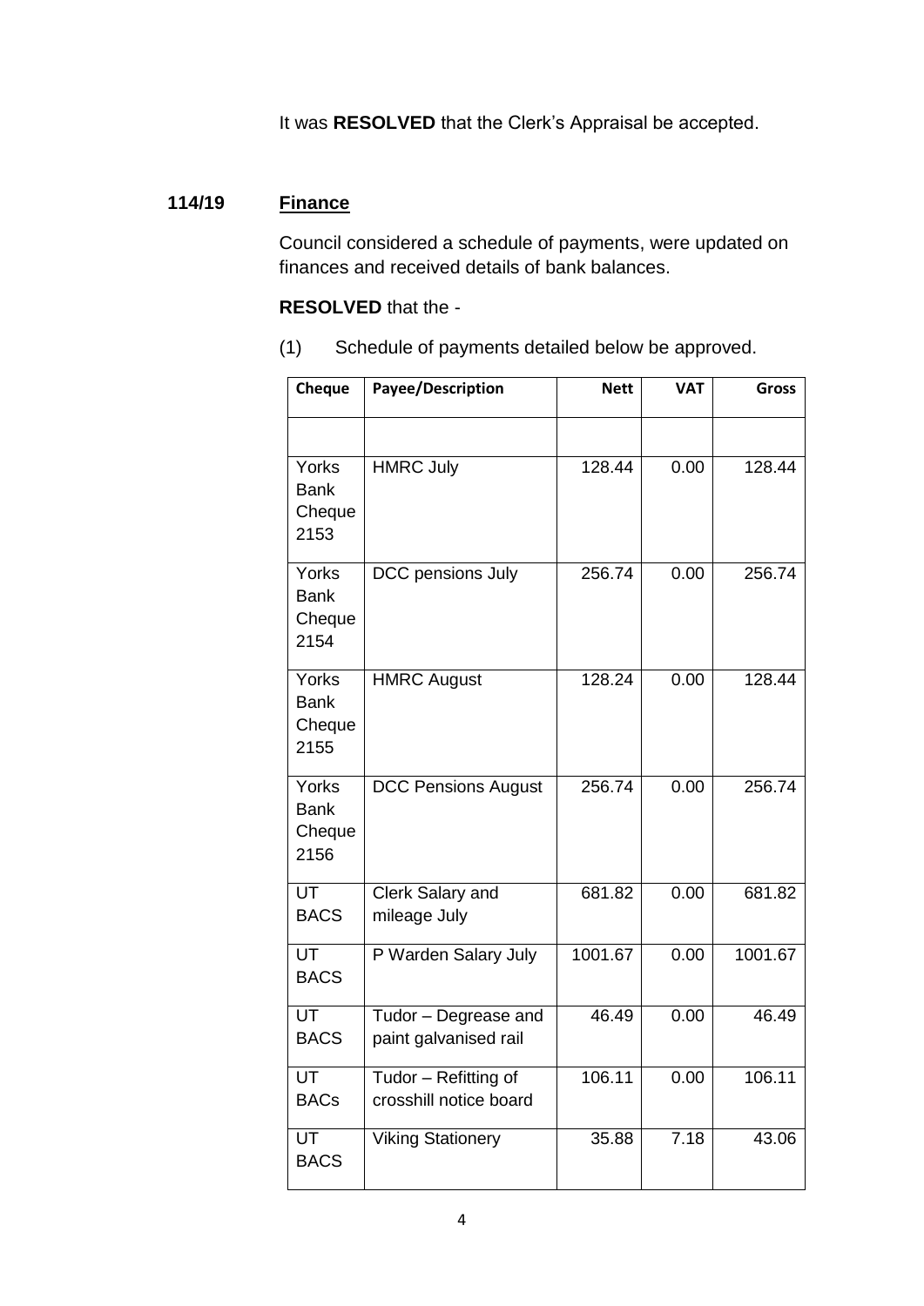It was **RESOLVED** that the Clerk's Appraisal be accepted.

**114/19** **Finance**

Council considered a schedule of payments, were updated on finances and received details of bank balances.

**RESOLVED** that the -

(1) Schedule of payments detailed below be approved.

| Cheque | Payee/Description | Nett | VAT | Gross |
|---|---|---|---|---|
| | | | | |
| Yorks Bank Cheque 2153 | HMRC July | 128.44 | 0.00 | 128.44 |
| Yorks Bank Cheque 2154 | DCC pensions July | 256.74 | 0.00 | 256.74 |
| Yorks Bank Cheque 2155 | HMRC August | 128.24 | 0.00 | 128.44 |
| Yorks Bank Cheque 2156 | DCC Pensions August | 256.74 | 0.00 | 256.74 |
| UT BACS | Clerk Salary and mileage July | 681.82 | 0.00 | 681.82 |
| UT BACS | P Warden Salary July | 1001.67 | 0.00 | 1001.67 |
| UT BACS | Tudor – Degrease and paint galvanised rail | 46.49 | 0.00 | 46.49 |
| UT BACs | Tudor – Refitting of crosshill notice board | 106.11 | 0.00 | 106.11 |
| UT BACS | Viking Stationery | 35.88 | 7.18 | 43.06 |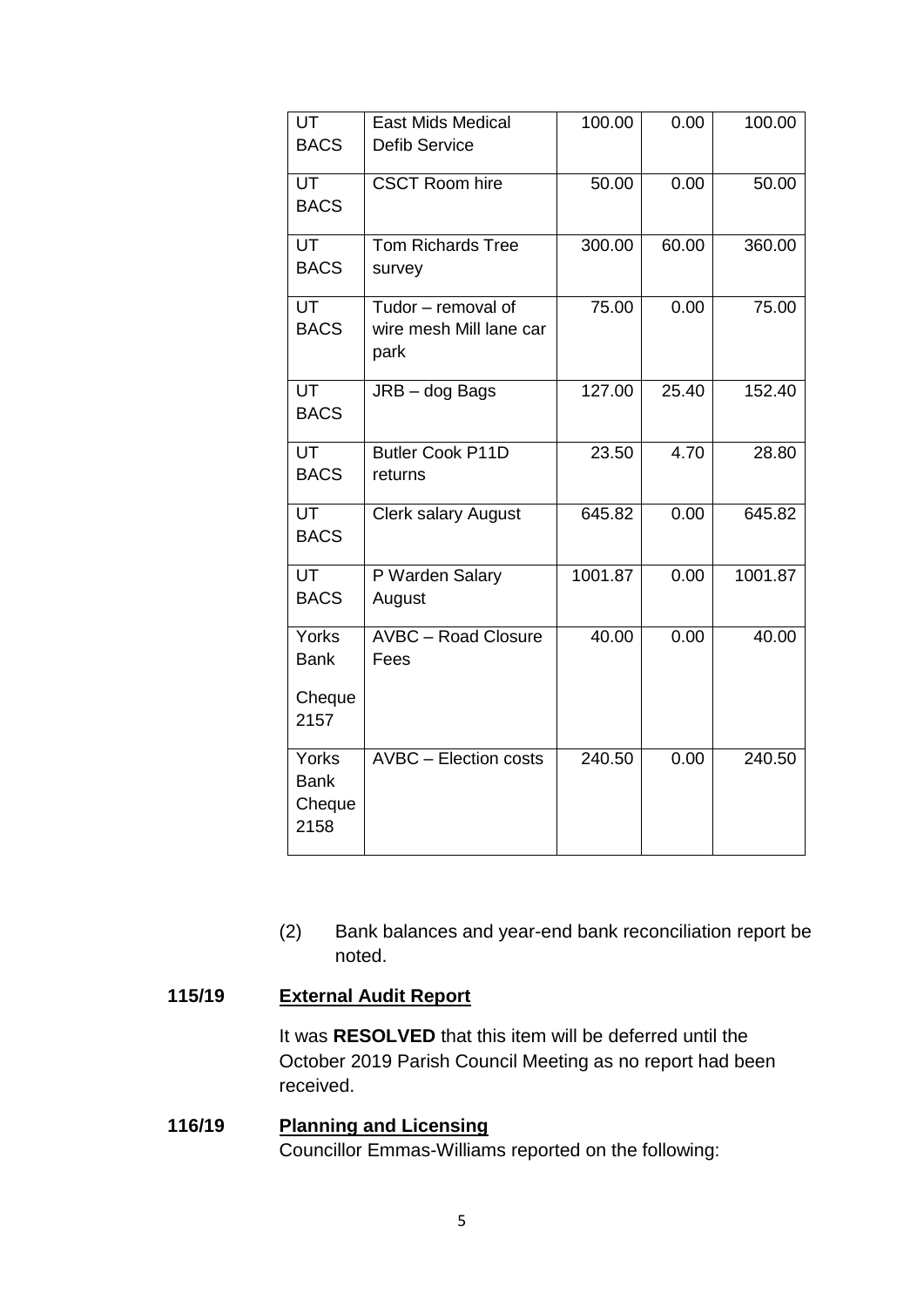| UT BACS | East Mids Medical Defib Service | 100.00 | 0.00 | 100.00 |
|---|---|---|---|---|
| UT BACS | CSCT Room hire | 50.00 | 0.00 | 50.00 |
| UT BACS | Tom Richards Tree survey | 300.00 | 60.00 | 360.00 |
| UT BACS | Tudor – removal of wire mesh Mill lane car park | 75.00 | 0.00 | 75.00 |
| UT BACS | JRB – dog Bags | 127.00 | 25.40 | 152.40 |
| UT BACS | Butler Cook P11D returns | 23.50 | 4.70 | 28.80 |
| UT BACS | Clerk salary August | 645.82 | 0.00 | 645.82 |
| UT BACS | P Warden Salary August | 1001.87 | 0.00 | 1001.87 |
| Yorks Bank Cheque 2157 | AVBC – Road Closure Fees | 40.00 | 0.00 | 40.00 |
| Yorks Bank Cheque 2158 | AVBC – Election costs | 240.50 | 0.00 | 240.50 |

(2) Bank balances and year-end bank reconciliation report be noted.

**115/19 External Audit Report**

It was **RESOLVED** that this item will be deferred until the October 2019 Parish Council Meeting as no report had been received.

**116/19 Planning and Licensing**

Councillor Emmas-Williams reported on the following: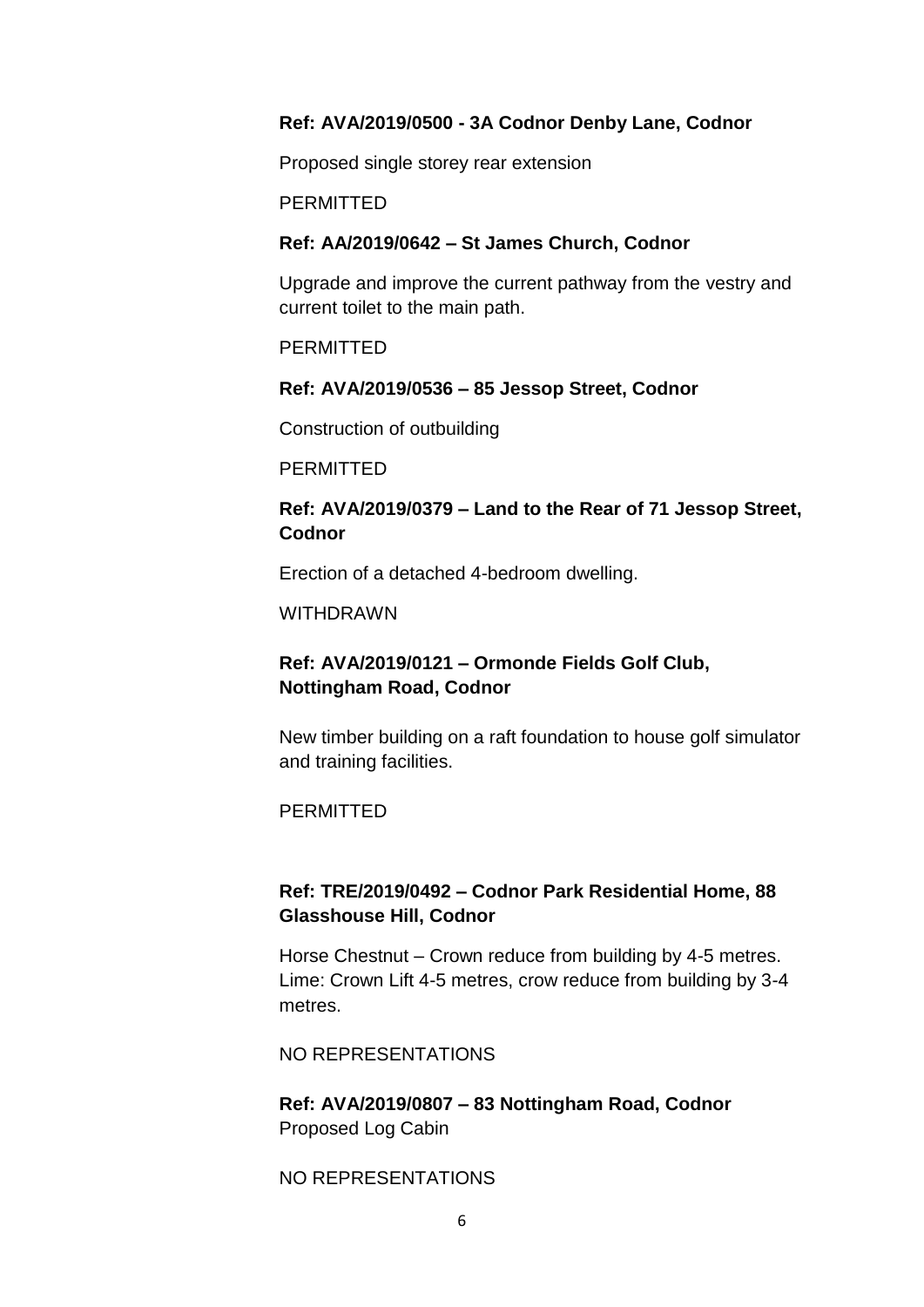**Ref: AVA/2019/0500 - 3A Codnor Denby Lane, Codnor**

Proposed single storey rear extension

PERMITTED

**Ref: AA/2019/0642 – St James Church, Codnor**

Upgrade and improve the current pathway from the vestry and current toilet to the main path.

PERMITTED

**Ref: AVA/2019/0536 – 85 Jessop Street, Codnor**

Construction of outbuilding

PERMITTED

**Ref: AVA/2019/0379 – Land to the Rear of 71 Jessop Street, Codnor**

Erection of a detached 4-bedroom dwelling.

WITHDRAWN

**Ref: AVA/2019/0121 – Ormonde Fields Golf Club, Nottingham Road, Codnor**

New timber building on a raft foundation to house golf simulator and training facilities.

PERMITTED

**Ref: TRE/2019/0492 – Codnor Park Residential Home, 88 Glasshouse Hill, Codnor**

Horse Chestnut – Crown reduce from building by 4-5 metres. Lime: Crown Lift 4-5 metres, crow reduce from building by 3-4 metres.

NO REPRESENTATIONS

**Ref: AVA/2019/0807 – 83 Nottingham Road, Codnor**
Proposed Log Cabin

NO REPRESENTATIONS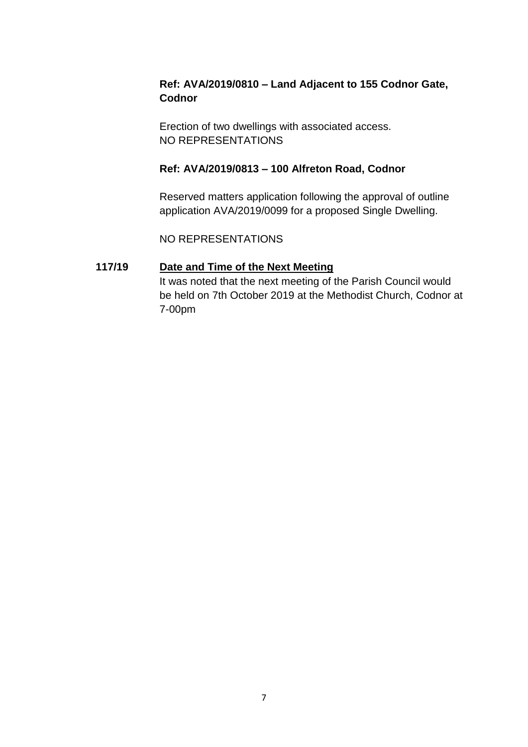**Ref: AVA/2019/0810 – Land Adjacent to 155 Codnor Gate, Codnor**

Erection of two dwellings with associated access.
NO REPRESENTATIONS

**Ref: AVA/2019/0813 – 100 Alfreton Road, Codnor**

Reserved matters application following the approval of outline application AVA/2019/0099 for a proposed Single Dwelling.

NO REPRESENTATIONS

**117/19 Date and Time of the Next Meeting**

It was noted that the next meeting of the Parish Council would be held on 7th October 2019 at the Methodist Church, Codnor at 7-00pm